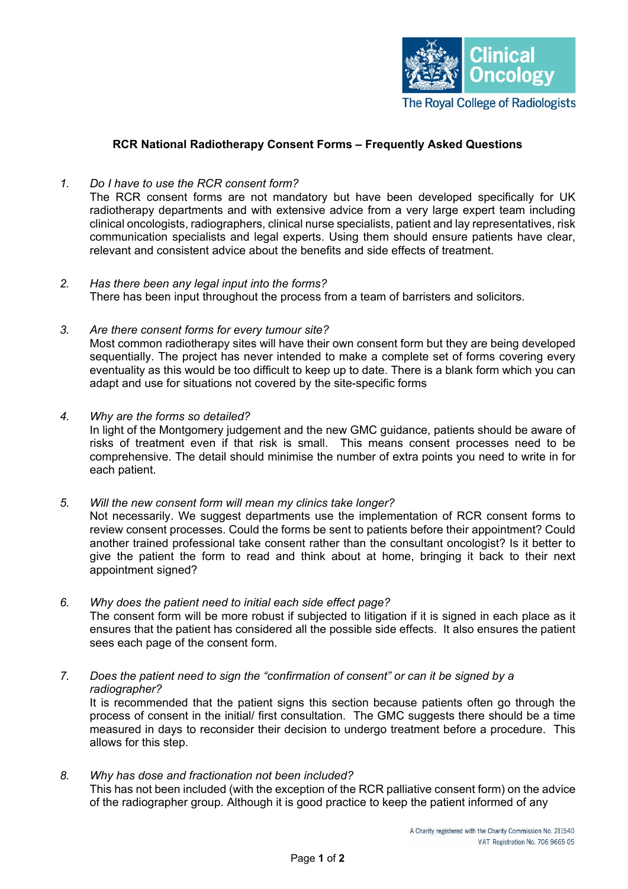Clinical Oncology
The Royal College of Radiologists

# RCR National Radiotherapy Consent Forms – Frequently Asked Questions

1. *Do I have to use the RCR consent form?*
   The RCR consent forms are not mandatory but have been developed specifically for UK radiotherapy departments and with extensive advice from a very large expert team including clinical oncologists, radiographers, clinical nurse specialists, patient and lay representatives, risk communication specialists and legal experts. Using them should ensure patients have clear, relevant and consistent advice about the benefits and side effects of treatment.

2. *Has there been any legal input into the forms?*
   There has been input throughout the process from a team of barristers and solicitors.

3. *Are there consent forms for every tumour site?*
   Most common radiotherapy sites will have their own consent form but they are being developed sequentially. The project has never intended to make a complete set of forms covering every eventuality as this would be too difficult to keep up to date. There is a blank form which you can adapt and use for situations not covered by the site-specific forms

4. *Why are the forms so detailed?*
   In light of the Montgomery judgement and the new GMC guidance, patients should be aware of risks of treatment even if that risk is small. This means consent processes need to be comprehensive. The detail should minimise the number of extra points you need to write in for each patient.

5. *Will the new consent form will mean my clinics take longer?*
   Not necessarily. We suggest departments use the implementation of RCR consent forms to review consent processes. Could the forms be sent to patients before their appointment? Could another trained professional take consent rather than the consultant oncologist? Is it better to give the patient the form to read and think about at home, bringing it back to their next appointment signed?

6. *Why does the patient need to initial each side effect page?*
   The consent form will be more robust if subjected to litigation if it is signed in each place as it ensures that the patient has considered all the possible side effects. It also ensures the patient sees each page of the consent form.

7. *Does the patient need to sign the "confirmation of consent" or can it be signed by a radiographer?*
   It is recommended that the patient signs this section because patients often go through the process of consent in the initial/ first consultation. The GMC suggests there should be a time measured in days to reconsider their decision to undergo treatment before a procedure. This allows for this step.

8. *Why has dose and fractionation not been included?*
   This has not been included (with the exception of the RCR palliative consent form) on the advice of the radiographer group. Although it is good practice to keep the patient informed of any

A Charity registered with the Charity Commission No. 211540
VAT Registration No. 706 9665 05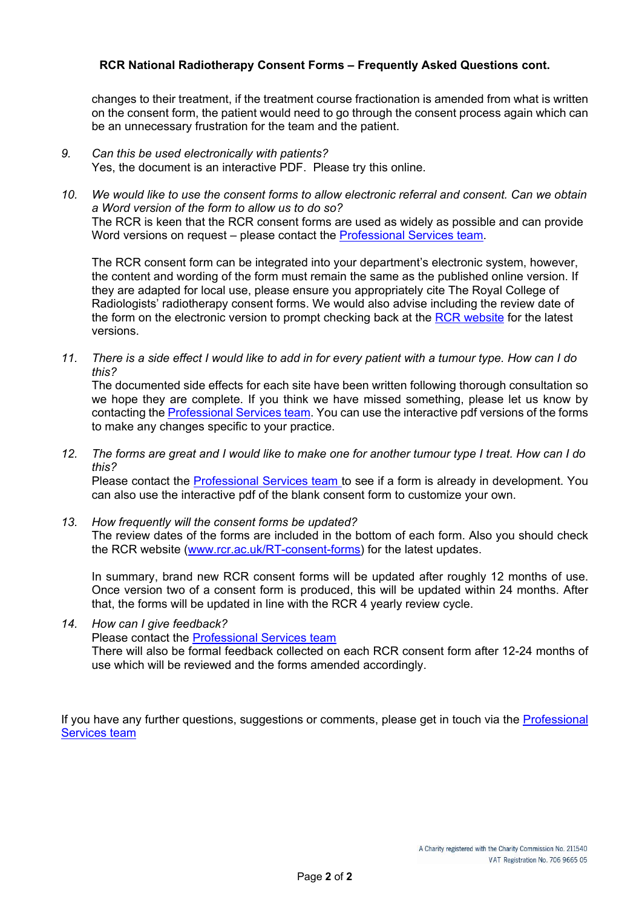changes to their treatment, if the treatment course fractionation is amended from what is written on the consent form, the patient would need to go through the consent process again which can be an unnecessary frustration for the team and the patient.

9. *Can this be used electronically with patients?*
   Yes, the document is an interactive PDF. Please try this online.

10. *We would like to use the consent forms to allow electronic referral and consent. Can we obtain a Word version of the form to allow us to do so?*
    The RCR is keen that the RCR consent forms are used as widely as possible and can provide Word versions on request – please contact the Professional Services team.

    The RCR consent form can be integrated into your department's electronic system, however, the content and wording of the form must remain the same as the published online version. If they are adapted for local use, please ensure you appropriately cite The Royal College of Radiologists' radiotherapy consent forms. We would also advise including the review date of the form on the electronic version to prompt checking back at the RCR website for the latest versions.

11. *There is a side effect I would like to add in for every patient with a tumour type. How can I do this?*
    The documented side effects for each site have been written following thorough consultation so we hope they are complete. If you think we have missed something, please let us know by contacting the Professional Services team. You can use the interactive pdf versions of the forms to make any changes specific to your practice.

12. *The forms are great and I would like to make one for another tumour type I treat. How can I do this?*
    Please contact the Professional Services team to see if a form is already in development. You can also use the interactive pdf of the blank consent form to customize your own.

13. *How frequently will the consent forms be updated?*
    The review dates of the forms are included in the bottom of each form. Also you should check the RCR website (www.rcr.ac.uk/RT-consent-forms) for the latest updates.

    In summary, brand new RCR consent forms will be updated after roughly 12 months of use. Once version two of a consent form is produced, this will be updated within 24 months. After that, the forms will be updated in line with the RCR 4 yearly review cycle.

14. *How can I give feedback?*
    Please contact the Professional Services team
    There will also be formal feedback collected on each RCR consent form after 12-24 months of use which will be reviewed and the forms amended accordingly.

If you have any further questions, suggestions or comments, please get in touch via the Professional Services team

A Charity registered with the Charity Commission No. 211540
VAT Registration No. 706 9665 05